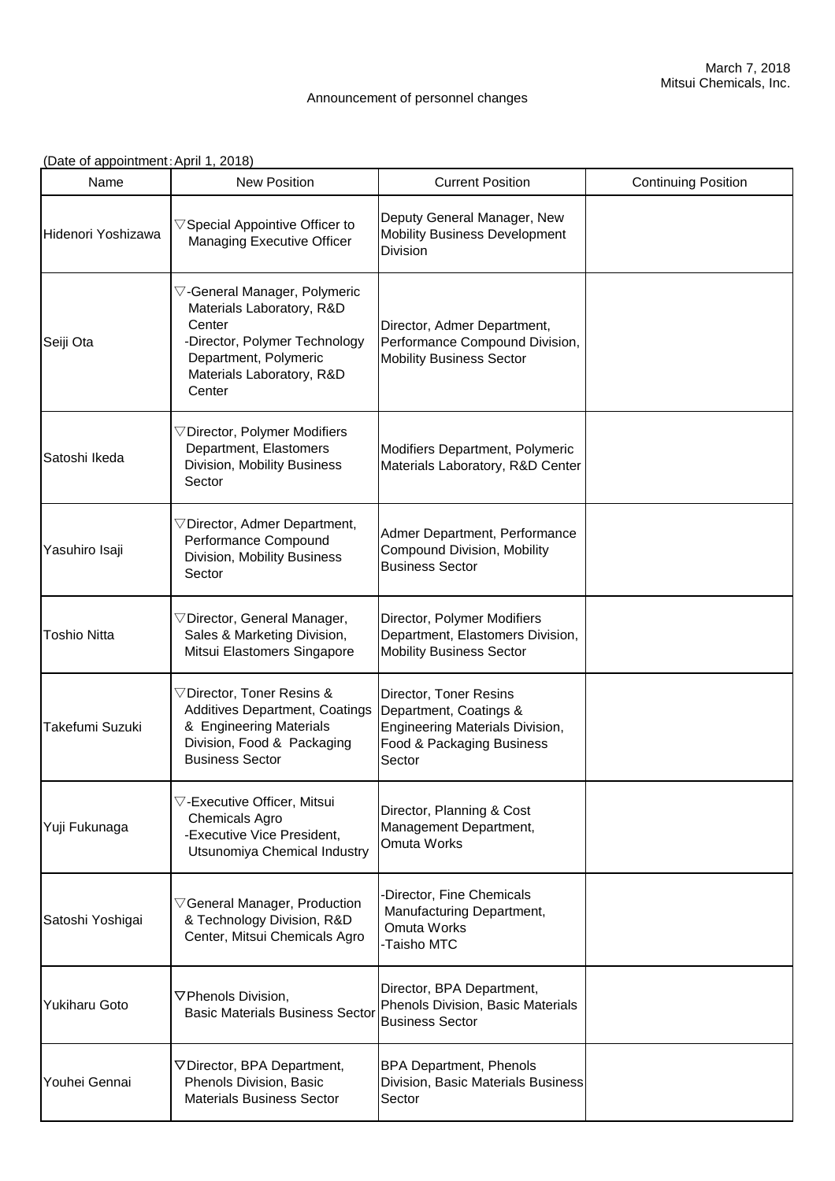March 7, 2018
Mitsui Chemicals, Inc.

Announcement of personnel changes

(Date of appointment：April 1, 2018)

| Name | New Position | Current Position | Continuing Position |
|---|---|---|---|
| Hidenori Yoshizawa | ▽Special Appointive Officer to Managing Executive Officer | Deputy General Manager, New Mobility Business Development Division | |
| Seiji Ota | ▽-General Manager, Polymeric Materials Laboratory, R&D Center<br>-Director, Polymer Technology Department, Polymeric Materials Laboratory, R&D Center | Director, Admer Department, Performance Compound Division, Mobility Business Sector | |
| Satoshi Ikeda | ▽Director, Polymer Modifiers Department, Elastomers Division, Mobility Business Sector | Modifiers Department, Polymeric Materials Laboratory, R&D Center | |
| Yasuhiro Isaji | ▽Director, Admer Department, Performance Compound Division, Mobility Business Sector | Admer Department, Performance Compound Division, Mobility Business Sector | |
| Toshio Nitta | ▽Director, General Manager, Sales & Marketing Division, Mitsui Elastomers Singapore | Director, Polymer Modifiers Department, Elastomers Division, Mobility Business Sector | |
| Takefumi Suzuki | ▽Director, Toner Resins & Additives Department, Coatings & Engineering Materials Division, Food & Packaging Business Sector | Director, Toner Resins Department, Coatings & Engineering Materials Division, Food & Packaging Business Sector | |
| Yuji Fukunaga | ▽-Executive Officer, Mitsui Chemicals Agro<br>-Executive Vice President, Utsunomiya Chemical Industry | Director, Planning & Cost Management Department, Omuta Works | |
| Satoshi Yoshigai | ▽General Manager, Production & Technology Division, R&D Center, Mitsui Chemicals Agro | -Director, Fine Chemicals Manufacturing Department, Omuta Works<br>-Taisho MTC | |
| Yukiharu Goto | ▽Phenols Division, Basic Materials Business Sector | Director, BPA Department, Phenols Division, Basic Materials Business Sector | |
| Youhei Gennai | ▽Director, BPA Department, Phenols Division, Basic Materials Business Sector | BPA Department, Phenols Division, Basic Materials Business Sector | |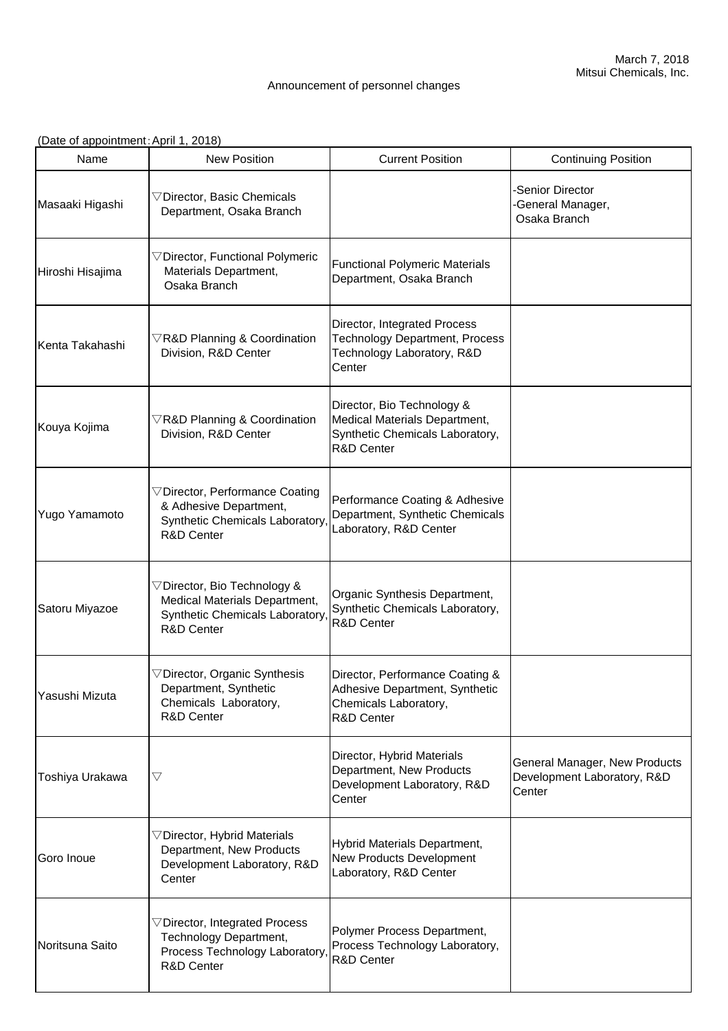March 7, 2018
Mitsui Chemicals, Inc.

Announcement of personnel changes

(Date of appointment：April 1, 2018)

| Name | New Position | Current Position | Continuing Position |
| --- | --- | --- | --- |
| Masaaki Higashi | ▽Director, Basic Chemicals Department, Osaka Branch | | -Senior Director<br>-General Manager, Osaka Branch |
| Hiroshi Hisajima | ▽Director, Functional Polymeric Materials Department, Osaka Branch | Functional Polymeric Materials Department, Osaka Branch | |
| Kenta Takahashi | ▽R&D Planning & Coordination Division, R&D Center | Director, Integrated Process Technology Department, Process Technology Laboratory, R&D Center | |
| Kouya Kojima | ▽R&D Planning & Coordination Division, R&D Center | Director, Bio Technology & Medical Materials Department, Synthetic Chemicals Laboratory, R&D Center | |
| Yugo Yamamoto | ▽Director, Performance Coating & Adhesive Department, Synthetic Chemicals Laboratory, R&D Center | Performance Coating & Adhesive Department, Synthetic Chemicals Laboratory, R&D Center | |
| Satoru Miyazoe | ▽Director, Bio Technology & Medical Materials Department, Synthetic Chemicals Laboratory, R&D Center | Organic Synthesis Department, Synthetic Chemicals Laboratory, R&D Center | |
| Yasushi Mizuta | ▽Director, Organic Synthesis Department, Synthetic Chemicals Laboratory, R&D Center | Director, Performance Coating & Adhesive Department, Synthetic Chemicals Laboratory, R&D Center | |
| Toshiya Urakawa | ▽ | Director, Hybrid Materials Department, New Products Development Laboratory, R&D Center | General Manager, New Products Development Laboratory, R&D Center |
| Goro Inoue | ▽Director, Hybrid Materials Department, New Products Development Laboratory, R&D Center | Hybrid Materials Department, New Products Development Laboratory, R&D Center | |
| Noritsuna Saito | ▽Director, Integrated Process Technology Department, Process Technology Laboratory, R&D Center | Polymer Process Department, Process Technology Laboratory, R&D Center | |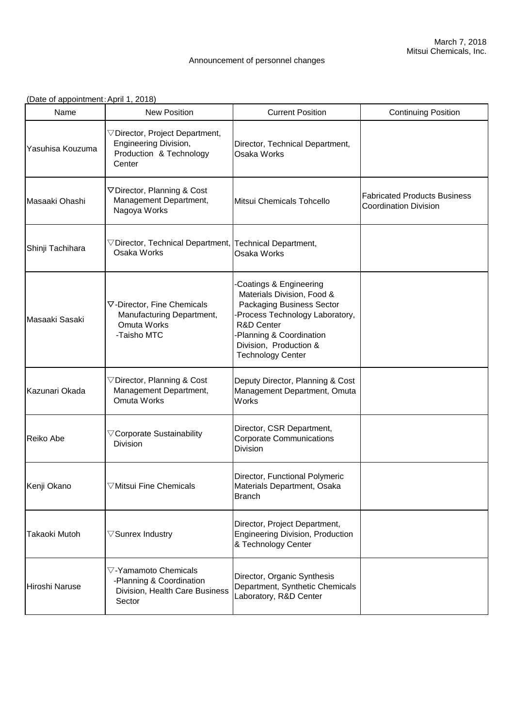March 7, 2018
Mitsui Chemicals, Inc.

Announcement of personnel changes

(Date of appointment：April 1, 2018)

| Name | New Position | Current Position | Continuing Position |
|---|---|---|---|
| Yasuhisa Kouzuma | ▽Director, Project Department, Engineering Division, Production & Technology Center | Director, Technical Department, Osaka Works | |
| Masaaki Ohashi | ∇Director, Planning & Cost Management Department, Nagoya Works | Mitsui Chemicals Tohcello | Fabricated Products Business Coordination Division |
| Shinji Tachihara | ▽Director, Technical Department, Osaka Works | Technical Department, Osaka Works | |
| Masaaki Sasaki | ∇-Director, Fine Chemicals Manufacturing Department, Omuta Works<br>-Taisho MTC | -Coatings & Engineering Materials Division, Food & Packaging Business Sector<br>-Process Technology Laboratory, R&D Center<br>-Planning & Coordination Division, Production & Technology Center | |
| Kazunari Okada | ▽Director, Planning & Cost Management Department, Omuta Works | Deputy Director, Planning & Cost Management Department, Omuta Works | |
| Reiko Abe | ▽Corporate Sustainability Division | Director, CSR Department, Corporate Communications Division | |
| Kenji Okano | ▽Mitsui Fine Chemicals | Director, Functional Polymeric Materials Department, Osaka Branch | |
| Takaoki Mutoh | ▽Sunrex Industry | Director, Project Department, Engineering Division, Production & Technology Center | |
| Hiroshi Naruse | ▽-Yamamoto Chemicals<br>-Planning & Coordination Division, Health Care Business Sector | Director, Organic Synthesis Department, Synthetic Chemicals Laboratory, R&D Center | |